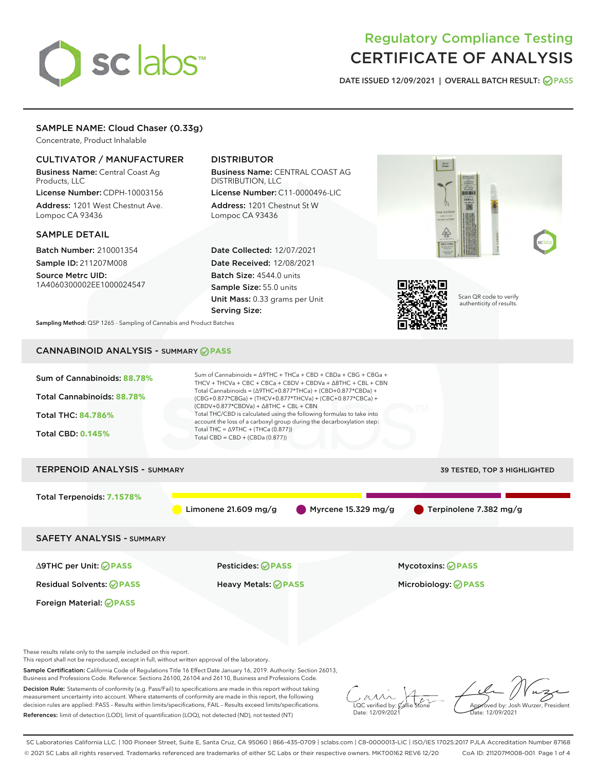# Regulatory Compliance Testing
# CERTIFICATE OF ANALYSIS

DATE ISSUED 12/09/2021 | OVERALL BATCH RESULT: PASS

## SAMPLE NAME: Cloud Chaser (0.33g)

Concentrate, Product Inhalable

### CULTIVATOR / MANUFACTURER

**Business Name:** Central Coast Ag Products, LLC

**License Number:** CDPH-10003156

**Address:** 1201 West Chestnut Ave. Lompoc CA 93436

### DISTRIBUTOR

**Business Name:** CENTRAL COAST AG DISTRIBUTION, LLC

**License Number:** C11-0000496-LIC

**Address:** 1201 Chestnut St W Lompoc CA 93436

### SAMPLE DETAIL

**Batch Number:** 210001354

**Sample ID:** 211207M008

**Source Metrc UID:** 1A4060300002EE1000024547

**Date Collected:** 12/07/2021

**Date Received:** 12/08/2021

**Batch Size:** 4544.0 units

**Sample Size:** 55.0 units

**Unit Mass:** 0.33 grams per Unit

**Serving Size:**

Scan QR code to verify authenticity of results.

**Sampling Method:** QSP 1265 - Sampling of Cannabis and Product Batches

## CANNABINOID ANALYSIS - SUMMARY PASS

Sum of Cannabinoids: **88.78%**

Total Cannabinoids: **88.78%**

Total THC: **84.786%**

Total CBD: **0.145%**

Sum of Cannabinoids = Δ9THC + THCa + CBD + CBDa + CBG + CBGa + THCV + THCVa + CBC + CBCa + CBDV + CBDVa + Δ8THC + CBL + CBN

Total Cannabinoids = (Δ9THC+0.877*THCa) + (CBD+0.877*CBDa) + (CBG+0.877*CBGa) + (THCV+0.877*THCVa) + (CBC+0.877*CBCa) + (CBDV+0.877*CBDVa) + Δ8THC + CBL + CBN

Total THC/CBD is calculated using the following formulas to take into account the loss of a carboxyl group during the decarboxylation step:

Total THC = Δ9THC + (THCa (0.877))

Total CBD = CBD + (CBDa (0.877))

## TERPENOID ANALYSIS - SUMMARY

39 TESTED, TOP 3 HIGHLIGHTED

Total Terpenoids: **7.1578%**

Limonene 21.609 mg/g | Myrcene 15.329 mg/g | Terpinolene 7.382 mg/g

## SAFETY ANALYSIS - SUMMARY

Δ9THC per Unit: PASS

Pesticides: PASS

Mycotoxins: PASS

Residual Solvents: PASS

Heavy Metals: PASS

Microbiology: PASS

Foreign Material: PASS

These results relate only to the sample included on this report.
This report shall not be reproduced, except in full, without written approval of the laboratory.

**Sample Certification:** California Code of Regulations Title 16 Effect Date January 16, 2019. Authority: Section 26013, Business and Professions Code. Reference: Sections 26100, 26104 and 26110, Business and Professions Code.

**Decision Rule:** Statements of conformity (e.g. Pass/Fail) to specifications are made in this report without taking measurement uncertainty into account. Where statements of conformity are made in this report, the following decision rules are applied: PASS – Results within limits/specifications, FAIL – Results exceed limits/specifications.

**References:** limit of detection (LOD), limit of quantification (LOQ), not detected (ND), not tested (NT)

LQC verified by: Callie Stone
Date: 12/09/2021

Approved by: Josh Wurzer, President
Date: 12/09/2021

SC Laboratories California LLC. | 100 Pioneer Street, Suite E, Santa Cruz, CA 95060 | 866-435-0709 | sclabs.com | C8-0000013-LIC | ISO/IES 17025:2017 PJLA Accreditation Number 87168
© 2021 SC Labs all rights reserved. Trademarks referenced are trademarks of either SC Labs or their respective owners. MKT00162 REV6 12/20 CoA ID: 211207M008-001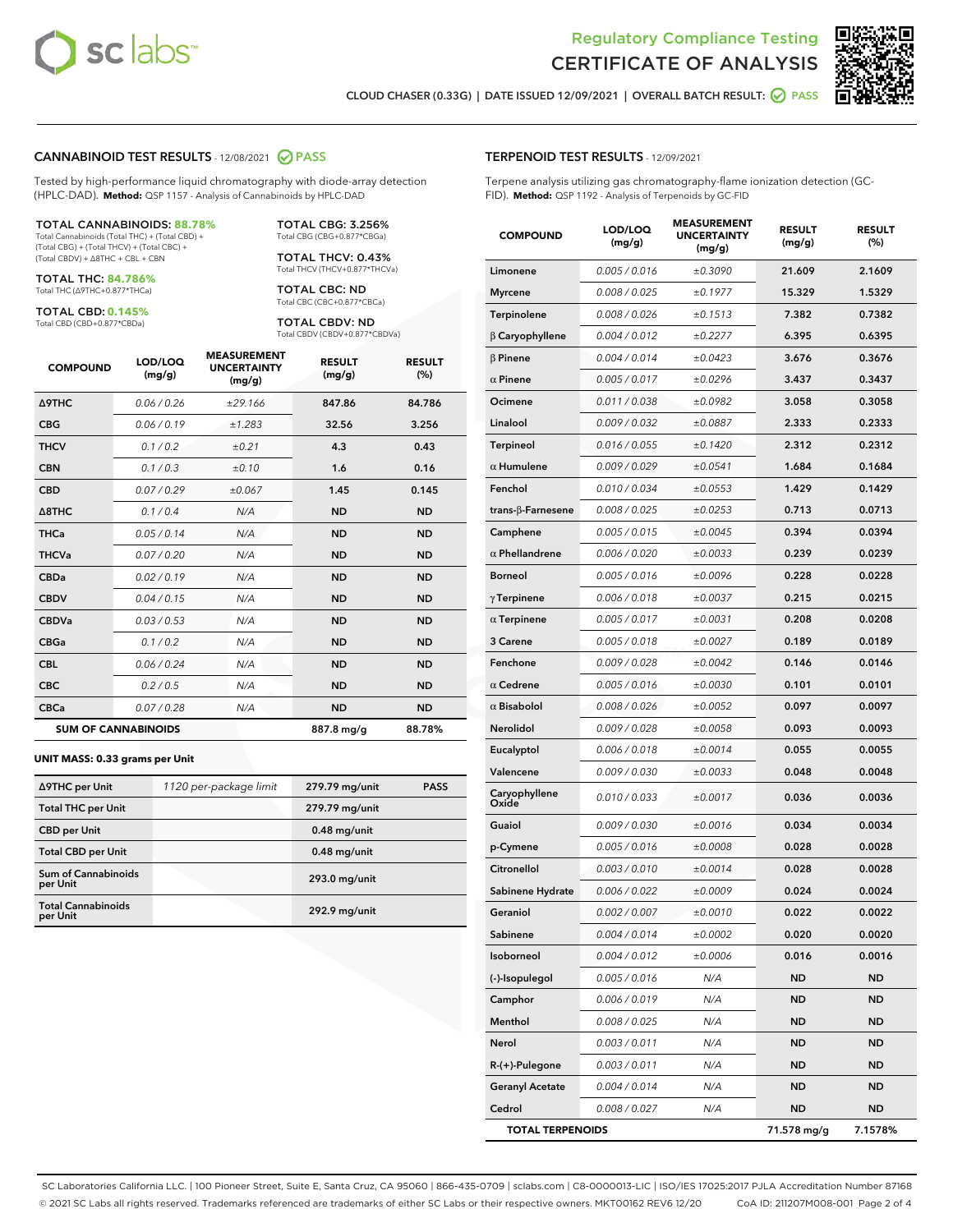# Regulatory Compliance Testing
# CERTIFICATE OF ANALYSIS

CLOUD CHASER (0.33G) | DATE ISSUED 12/09/2021 | OVERALL BATCH RESULT: PASS

## CANNABINOID TEST RESULTS - 12/08/2021 PASS

Tested by high-performance liquid chromatography with diode-array detection (HPLC-DAD). **Method:** QSP 1157 - Analysis of Cannabinoids by HPLC-DAD

**TOTAL CANNABINOIDS: 88.78%**
Total Cannabinoids (Total THC) + (Total CBD) + (Total CBG) + (Total THCV) + (Total CBC) + (Total CBDV) + Δ8THC + CBL + CBN

**TOTAL THC: 84.786%**
Total THC (Δ9THC+0.877*THCa)

**TOTAL CBD: 0.145%**
Total CBD (CBD+0.877*CBDa)

**TOTAL CBG: 3.256%**
Total CBG (CBG+0.877*CBGa)

**TOTAL THCV: 0.43%**
Total THCV (THCV+0.877*THCVa)

**TOTAL CBC: ND**
Total CBC (CBC+0.877*CBCa)

**TOTAL CBDV: ND**
Total CBDV (CBDV+0.877*CBDVa)

| COMPOUND | LOD/LOQ (mg/g) | MEASUREMENT UNCERTAINTY (mg/g) | RESULT (mg/g) | RESULT (%) |
|---|---|---|---|---|
| Δ9THC | 0.06 / 0.26 | ±29.166 | 847.86 | 84.786 |
| CBG | 0.06 / 0.19 | ±1.283 | 32.56 | 3.256 |
| THCV | 0.1 / 0.2 | ±0.21 | 4.3 | 0.43 |
| CBN | 0.1 / 0.3 | ±0.10 | 1.6 | 0.16 |
| CBD | 0.07 / 0.29 | ±0.067 | 1.45 | 0.145 |
| Δ8THC | 0.1 / 0.4 | N/A | ND | ND |
| THCa | 0.05 / 0.14 | N/A | ND | ND |
| THCVa | 0.07 / 0.20 | N/A | ND | ND |
| CBDa | 0.02 / 0.19 | N/A | ND | ND |
| CBDV | 0.04 / 0.15 | N/A | ND | ND |
| CBDVa | 0.03 / 0.53 | N/A | ND | ND |
| CBGa | 0.1 / 0.2 | N/A | ND | ND |
| CBL | 0.06 / 0.24 | N/A | ND | ND |
| CBC | 0.2 / 0.5 | N/A | ND | ND |
| CBCa | 0.07 / 0.28 | N/A | ND | ND |
| **SUM OF CANNABINOIDS** | | | 887.8 mg/g | 88.78% |

**UNIT MASS: 0.33 grams per Unit**

| | | | |
|---|---|---|---|
| Δ9THC per Unit | 1120 per-package limit | 279.79 mg/unit | PASS |
| Total THC per Unit | | 279.79 mg/unit | |
| CBD per Unit | | 0.48 mg/unit | |
| Total CBD per Unit | | 0.48 mg/unit | |
| Sum of Cannabinoids per Unit | | 293.0 mg/unit | |
| Total Cannabinoids per Unit | | 292.9 mg/unit | |

## TERPENOID TEST RESULTS - 12/09/2021

Terpene analysis utilizing gas chromatography-flame ionization detection (GC-FID). **Method:** QSP 1192 - Analysis of Terpenoids by GC-FID

| COMPOUND | LOD/LOQ (mg/g) | MEASUREMENT UNCERTAINTY (mg/g) | RESULT (mg/g) | RESULT (%) |
|---|---|---|---|---|
| Limonene | 0.005 / 0.016 | ±0.3090 | 21.609 | 2.1609 |
| Myrcene | 0.008 / 0.025 | ±0.1977 | 15.329 | 1.5329 |
| Terpinolene | 0.008 / 0.026 | ±0.1513 | 7.382 | 0.7382 |
| β Caryophyllene | 0.004 / 0.012 | ±0.2277 | 6.395 | 0.6395 |
| β Pinene | 0.004 / 0.014 | ±0.0423 | 3.676 | 0.3676 |
| α Pinene | 0.005 / 0.017 | ±0.0296 | 3.437 | 0.3437 |
| Ocimene | 0.011 / 0.038 | ±0.0982 | 3.058 | 0.3058 |
| Linalool | 0.009 / 0.032 | ±0.0887 | 2.333 | 0.2333 |
| Terpineol | 0.016 / 0.055 | ±0.1420 | 2.312 | 0.2312 |
| α Humulene | 0.009 / 0.029 | ±0.0541 | 1.684 | 0.1684 |
| Fenchol | 0.010 / 0.034 | ±0.0553 | 1.429 | 0.1429 |
| trans-β-Farnesene | 0.008 / 0.025 | ±0.0253 | 0.713 | 0.0713 |
| Camphene | 0.005 / 0.015 | ±0.0045 | 0.394 | 0.0394 |
| α Phellandrene | 0.006 / 0.020 | ±0.0033 | 0.239 | 0.0239 |
| Borneol | 0.005 / 0.016 | ±0.0096 | 0.228 | 0.0228 |
| γ Terpinene | 0.006 / 0.018 | ±0.0037 | 0.215 | 0.0215 |
| α Terpinene | 0.005 / 0.017 | ±0.0031 | 0.208 | 0.0208 |
| 3 Carene | 0.005 / 0.018 | ±0.0027 | 0.189 | 0.0189 |
| Fenchone | 0.009 / 0.028 | ±0.0042 | 0.146 | 0.0146 |
| α Cedrene | 0.005 / 0.016 | ±0.0030 | 0.101 | 0.0101 |
| α Bisabolol | 0.008 / 0.026 | ±0.0052 | 0.097 | 0.0097 |
| Nerolidol | 0.009 / 0.028 | ±0.0058 | 0.093 | 0.0093 |
| Eucalyptol | 0.006 / 0.018 | ±0.0014 | 0.055 | 0.0055 |
| Valencene | 0.009 / 0.030 | ±0.0033 | 0.048 | 0.0048 |
| Caryophyllene Oxide | 0.010 / 0.033 | ±0.0017 | 0.036 | 0.0036 |
| Guaiol | 0.009 / 0.030 | ±0.0016 | 0.034 | 0.0034 |
| p-Cymene | 0.005 / 0.016 | ±0.0008 | 0.028 | 0.0028 |
| Citronellol | 0.003 / 0.010 | ±0.0014 | 0.028 | 0.0028 |
| Sabinene Hydrate | 0.006 / 0.022 | ±0.0009 | 0.024 | 0.0024 |
| Geraniol | 0.002 / 0.007 | ±0.0010 | 0.022 | 0.0022 |
| Sabinene | 0.004 / 0.014 | ±0.0002 | 0.020 | 0.0020 |
| Isoborneol | 0.004 / 0.012 | ±0.0006 | 0.016 | 0.0016 |
| (-)-Isopulegol | 0.005 / 0.016 | N/A | ND | ND |
| Camphor | 0.006 / 0.019 | N/A | ND | ND |
| Menthol | 0.008 / 0.025 | N/A | ND | ND |
| Nerol | 0.003 / 0.011 | N/A | ND | ND |
| R-(+)-Pulegone | 0.003 / 0.011 | N/A | ND | ND |
| Geranyl Acetate | 0.004 / 0.014 | N/A | ND | ND |
| Cedrol | 0.008 / 0.027 | N/A | ND | ND |
| **TOTAL TERPENOIDS** | | | 71.578 mg/g | 7.1578% |

SC Laboratories California LLC. | 100 Pioneer Street, Suite E, Santa Cruz, CA 95060 | 866-435-0709 | sclabs.com | C8-0000013-LIC | ISO/IES 17025:2017 PJLA Accreditation Number 87168
© 2021 SC Labs all rights reserved. Trademarks referenced are trademarks of either SC Labs or their respective owners. MKT00162 REV6 12/20 CoA ID: 211207M008-001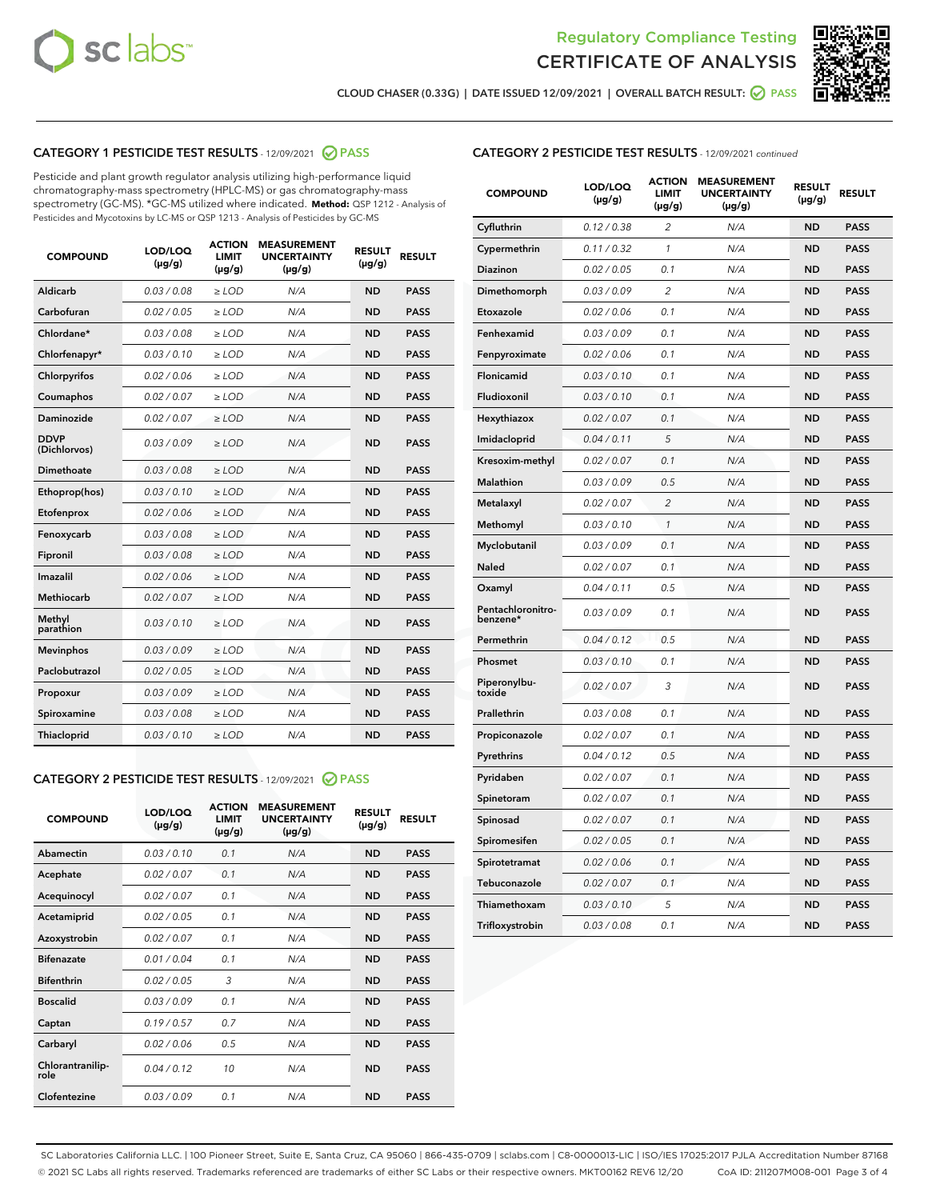Regulatory Compliance Testing
CERTIFICATE OF ANALYSIS

CLOUD CHASER (0.33G) | DATE ISSUED 12/09/2021 | OVERALL BATCH RESULT: PASS

## CATEGORY 1 PESTICIDE TEST RESULTS - 12/09/2021 PASS

Pesticide and plant growth regulator analysis utilizing high-performance liquid chromatography-mass spectrometry (HPLC-MS) or gas chromatography-mass spectrometry (GC-MS). *GC-MS utilized where indicated. **Method:** QSP 1212 - Analysis of Pesticides and Mycotoxins by LC-MS or QSP 1213 - Analysis of Pesticides by GC-MS

| COMPOUND | LOD/LOQ (µg/g) | ACTION LIMIT (µg/g) | MEASUREMENT UNCERTAINTY (µg/g) | RESULT (µg/g) | RESULT |
|---|---|---|---|---|---|
| Aldicarb | 0.03 / 0.08 | ≥ LOD | N/A | ND | PASS |
| Carbofuran | 0.02 / 0.05 | ≥ LOD | N/A | ND | PASS |
| Chlordane* | 0.03 / 0.08 | ≥ LOD | N/A | ND | PASS |
| Chlorfenapyr* | 0.03 / 0.10 | ≥ LOD | N/A | ND | PASS |
| Chlorpyrifos | 0.02 / 0.06 | ≥ LOD | N/A | ND | PASS |
| Coumaphos | 0.02 / 0.07 | ≥ LOD | N/A | ND | PASS |
| Daminozide | 0.02 / 0.07 | ≥ LOD | N/A | ND | PASS |
| DDVP (Dichlorvos) | 0.03 / 0.09 | ≥ LOD | N/A | ND | PASS |
| Dimethoate | 0.03 / 0.08 | ≥ LOD | N/A | ND | PASS |
| Ethoprop(hos) | 0.03 / 0.10 | ≥ LOD | N/A | ND | PASS |
| Etofenprox | 0.02 / 0.06 | ≥ LOD | N/A | ND | PASS |
| Fenoxycarb | 0.03 / 0.08 | ≥ LOD | N/A | ND | PASS |
| Fipronil | 0.03 / 0.08 | ≥ LOD | N/A | ND | PASS |
| Imazalil | 0.02 / 0.06 | ≥ LOD | N/A | ND | PASS |
| Methiocarb | 0.02 / 0.07 | ≥ LOD | N/A | ND | PASS |
| Methyl parathion | 0.03 / 0.10 | ≥ LOD | N/A | ND | PASS |
| Mevinphos | 0.03 / 0.09 | ≥ LOD | N/A | ND | PASS |
| Paclobutrazol | 0.02 / 0.05 | ≥ LOD | N/A | ND | PASS |
| Propoxur | 0.03 / 0.09 | ≥ LOD | N/A | ND | PASS |
| Spiroxamine | 0.03 / 0.08 | ≥ LOD | N/A | ND | PASS |
| Thiacloprid | 0.03 / 0.10 | ≥ LOD | N/A | ND | PASS |

## CATEGORY 2 PESTICIDE TEST RESULTS - 12/09/2021 PASS

| COMPOUND | LOD/LOQ (µg/g) | ACTION LIMIT (µg/g) | MEASUREMENT UNCERTAINTY (µg/g) | RESULT (µg/g) | RESULT |
|---|---|---|---|---|---|
| Abamectin | 0.03 / 0.10 | 0.1 | N/A | ND | PASS |
| Acephate | 0.02 / 0.07 | 0.1 | N/A | ND | PASS |
| Acequinocyl | 0.02 / 0.07 | 0.1 | N/A | ND | PASS |
| Acetamiprid | 0.02 / 0.05 | 0.1 | N/A | ND | PASS |
| Azoxystrobin | 0.02 / 0.07 | 0.1 | N/A | ND | PASS |
| Bifenazate | 0.01 / 0.04 | 0.1 | N/A | ND | PASS |
| Bifenthrin | 0.02 / 0.05 | 3 | N/A | ND | PASS |
| Boscalid | 0.03 / 0.09 | 0.1 | N/A | ND | PASS |
| Captan | 0.19 / 0.57 | 0.7 | N/A | ND | PASS |
| Carbaryl | 0.02 / 0.06 | 0.5 | N/A | ND | PASS |
| Chlorantraniliprole | 0.04 / 0.12 | 10 | N/A | ND | PASS |
| Clofentezine | 0.03 / 0.09 | 0.1 | N/A | ND | PASS |
| Cyfluthrin | 0.12 / 0.38 | 2 | N/A | ND | PASS |
| Cypermethrin | 0.11 / 0.32 | 1 | N/A | ND | PASS |
| Diazinon | 0.02 / 0.05 | 0.1 | N/A | ND | PASS |
| Dimethomorph | 0.03 / 0.09 | 2 | N/A | ND | PASS |
| Etoxazole | 0.02 / 0.06 | 0.1 | N/A | ND | PASS |
| Fenhexamid | 0.03 / 0.09 | 0.1 | N/A | ND | PASS |
| Fenpyroximate | 0.02 / 0.06 | 0.1 | N/A | ND | PASS |
| Flonicamid | 0.03 / 0.10 | 0.1 | N/A | ND | PASS |
| Fludioxonil | 0.03 / 0.10 | 0.1 | N/A | ND | PASS |
| Hexythiazox | 0.02 / 0.07 | 0.1 | N/A | ND | PASS |
| Imidacloprid | 0.04 / 0.11 | 5 | N/A | ND | PASS |
| Kresoxim-methyl | 0.02 / 0.07 | 0.1 | N/A | ND | PASS |
| Malathion | 0.03 / 0.09 | 0.5 | N/A | ND | PASS |
| Metalaxyl | 0.02 / 0.07 | 2 | N/A | ND | PASS |
| Methomyl | 0.03 / 0.10 | 1 | N/A | ND | PASS |
| Myclobutanil | 0.03 / 0.09 | 0.1 | N/A | ND | PASS |
| Naled | 0.02 / 0.07 | 0.1 | N/A | ND | PASS |
| Oxamyl | 0.04 / 0.11 | 0.5 | N/A | ND | PASS |
| Pentachloronitrobenzene* | 0.03 / 0.09 | 0.1 | N/A | ND | PASS |
| Permethrin | 0.04 / 0.12 | 0.5 | N/A | ND | PASS |
| Phosmet | 0.03 / 0.10 | 0.1 | N/A | ND | PASS |
| Piperonylbutoxide | 0.02 / 0.07 | 3 | N/A | ND | PASS |
| Prallethrin | 0.03 / 0.08 | 0.1 | N/A | ND | PASS |
| Propiconazole | 0.02 / 0.07 | 0.1 | N/A | ND | PASS |
| Pyrethrins | 0.04 / 0.12 | 0.5 | N/A | ND | PASS |
| Pyridaben | 0.02 / 0.07 | 0.1 | N/A | ND | PASS |
| Spinetoram | 0.02 / 0.07 | 0.1 | N/A | ND | PASS |
| Spinosad | 0.02 / 0.07 | 0.1 | N/A | ND | PASS |
| Spiromesifen | 0.02 / 0.05 | 0.1 | N/A | ND | PASS |
| Spirotetramat | 0.02 / 0.06 | 0.1 | N/A | ND | PASS |
| Tebuconazole | 0.02 / 0.07 | 0.1 | N/A | ND | PASS |
| Thiamethoxam | 0.03 / 0.10 | 5 | N/A | ND | PASS |
| Trifloxystrobin | 0.03 / 0.08 | 0.1 | N/A | ND | PASS |

SC Laboratories California LLC. | 100 Pioneer Street, Suite E, Santa Cruz, CA 95060 | 866-435-0709 | sclabs.com | C8-0000013-LIC | ISO/IES 17025:2017 PJLA Accreditation Number 87168
© 2021 SC Labs all rights reserved. Trademarks referenced are trademarks of either SC Labs or their respective owners. MKT00162 REV6 12/20 CoA ID: 211207M008-001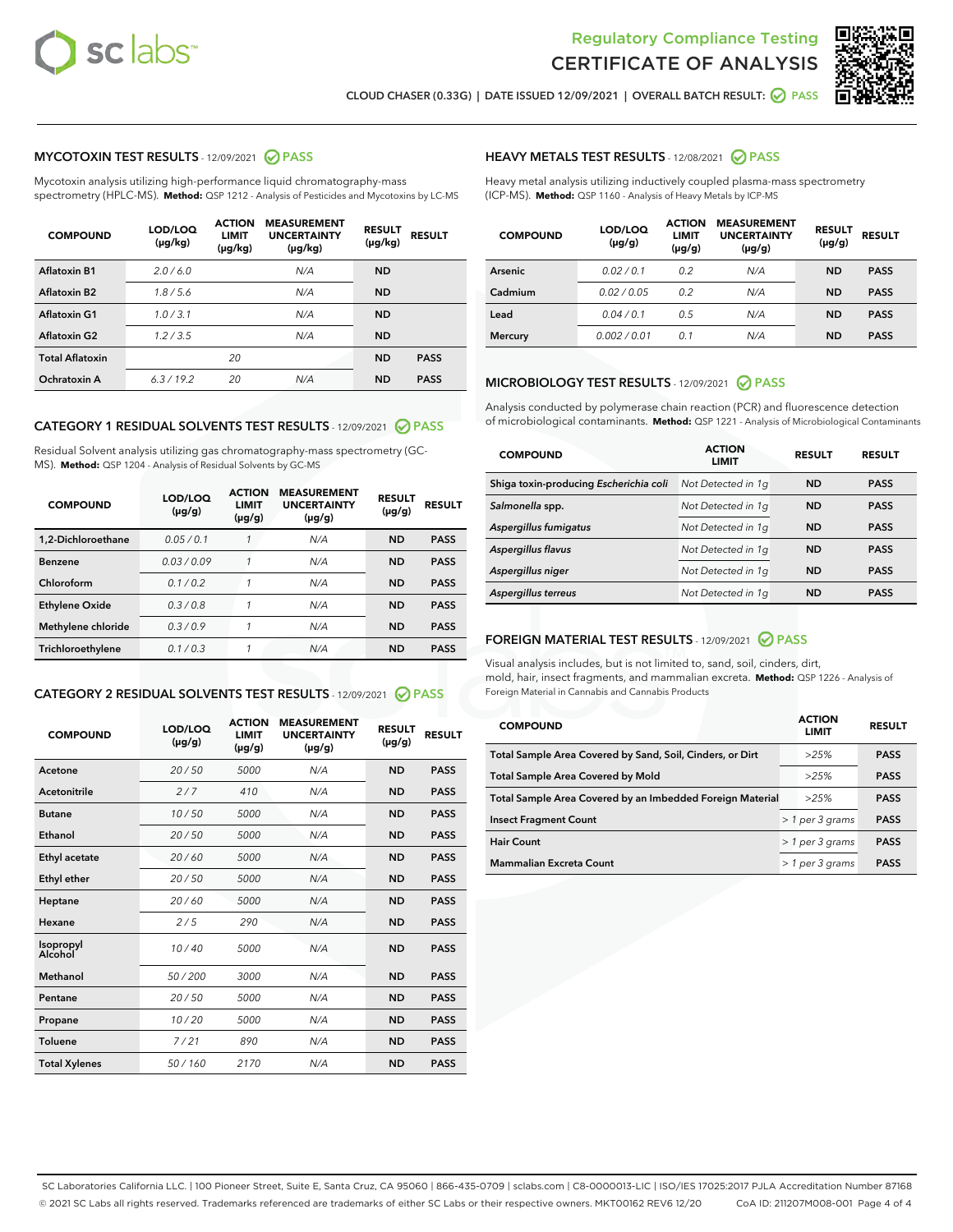Regulatory Compliance Testing

# CERTIFICATE OF ANALYSIS

CLOUD CHASER (0.33G) | DATE ISSUED 12/09/2021 | OVERALL BATCH RESULT: PASS

## MYCOTOXIN TEST RESULTS - 12/09/2021 PASS

Mycotoxin analysis utilizing high-performance liquid chromatography-mass spectrometry (HPLC-MS). **Method:** QSP 1212 - Analysis of Pesticides and Mycotoxins by LC-MS

| COMPOUND | LOD/LOQ (μg/kg) | ACTION LIMIT (μg/kg) | MEASUREMENT UNCERTAINTY (μg/kg) | RESULT (μg/kg) | RESULT |
|---|---|---|---|---|---|
| Aflatoxin B1 | 2.0 / 6.0 | | N/A | ND | |
| Aflatoxin B2 | 1.8 / 5.6 | | N/A | ND | |
| Aflatoxin G1 | 1.0 / 3.1 | | N/A | ND | |
| Aflatoxin G2 | 1.2 / 3.5 | | N/A | ND | |
| Total Aflatoxin | | 20 | | ND | PASS |
| Ochratoxin A | 6.3 / 19.2 | 20 | N/A | ND | PASS |

## CATEGORY 1 RESIDUAL SOLVENTS TEST RESULTS - 12/09/2021 PASS

Residual Solvent analysis utilizing gas chromatography-mass spectrometry (GC-MS). **Method:** QSP 1204 - Analysis of Residual Solvents by GC-MS

| COMPOUND | LOD/LOQ (μg/g) | ACTION LIMIT (μg/g) | MEASUREMENT UNCERTAINTY (μg/g) | RESULT (μg/g) | RESULT |
|---|---|---|---|---|---|
| 1,2-Dichloroethane | 0.05 / 0.1 | 1 | N/A | ND | PASS |
| Benzene | 0.03 / 0.09 | 1 | N/A | ND | PASS |
| Chloroform | 0.1 / 0.2 | 1 | N/A | ND | PASS |
| Ethylene Oxide | 0.3 / 0.8 | 1 | N/A | ND | PASS |
| Methylene chloride | 0.3 / 0.9 | 1 | N/A | ND | PASS |
| Trichloroethylene | 0.1 / 0.3 | 1 | N/A | ND | PASS |

## CATEGORY 2 RESIDUAL SOLVENTS TEST RESULTS - 12/09/2021 PASS

| COMPOUND | LOD/LOQ (μg/g) | ACTION LIMIT (μg/g) | MEASUREMENT UNCERTAINTY (μg/g) | RESULT (μg/g) | RESULT |
|---|---|---|---|---|---|
| Acetone | 20 / 50 | 5000 | N/A | ND | PASS |
| Acetonitrile | 2 / 7 | 410 | N/A | ND | PASS |
| Butane | 10 / 50 | 5000 | N/A | ND | PASS |
| Ethanol | 20 / 50 | 5000 | N/A | ND | PASS |
| Ethyl acetate | 20 / 60 | 5000 | N/A | ND | PASS |
| Ethyl ether | 20 / 50 | 5000 | N/A | ND | PASS |
| Heptane | 20 / 60 | 5000 | N/A | ND | PASS |
| Hexane | 2 / 5 | 290 | N/A | ND | PASS |
| Isopropyl Alcohol | 10 / 40 | 5000 | N/A | ND | PASS |
| Methanol | 50 / 200 | 3000 | N/A | ND | PASS |
| Pentane | 20 / 50 | 5000 | N/A | ND | PASS |
| Propane | 10 / 20 | 5000 | N/A | ND | PASS |
| Toluene | 7 / 21 | 890 | N/A | ND | PASS |
| Total Xylenes | 50 / 160 | 2170 | N/A | ND | PASS |

## HEAVY METALS TEST RESULTS - 12/08/2021 PASS

Heavy metal analysis utilizing inductively coupled plasma-mass spectrometry (ICP-MS). **Method:** QSP 1160 - Analysis of Heavy Metals by ICP-MS

| COMPOUND | LOD/LOQ (μg/g) | ACTION LIMIT (μg/g) | MEASUREMENT UNCERTAINTY (μg/g) | RESULT (μg/g) | RESULT |
|---|---|---|---|---|---|
| Arsenic | 0.02 / 0.1 | 0.2 | N/A | ND | PASS |
| Cadmium | 0.02 / 0.05 | 0.2 | N/A | ND | PASS |
| Lead | 0.04 / 0.1 | 0.5 | N/A | ND | PASS |
| Mercury | 0.002 / 0.01 | 0.1 | N/A | ND | PASS |

## MICROBIOLOGY TEST RESULTS - 12/09/2021 PASS

Analysis conducted by polymerase chain reaction (PCR) and fluorescence detection of microbiological contaminants. **Method:** QSP 1221 - Analysis of Microbiological Contaminants

| COMPOUND | ACTION LIMIT | RESULT | RESULT |
|---|---|---|---|
| Shiga toxin-producing *Escherichia coli* | Not Detected in 1g | ND | PASS |
| *Salmonella* spp. | Not Detected in 1g | ND | PASS |
| *Aspergillus fumigatus* | Not Detected in 1g | ND | PASS |
| *Aspergillus flavus* | Not Detected in 1g | ND | PASS |
| *Aspergillus niger* | Not Detected in 1g | ND | PASS |
| *Aspergillus terreus* | Not Detected in 1g | ND | PASS |

## FOREIGN MATERIAL TEST RESULTS - 12/09/2021 PASS

Visual analysis includes, but is not limited to, sand, soil, cinders, dirt, mold, hair, insect fragments, and mammalian excreta. **Method:** QSP 1226 - Analysis of Foreign Material in Cannabis and Cannabis Products

| COMPOUND | ACTION LIMIT | RESULT |
|---|---|---|
| Total Sample Area Covered by Sand, Soil, Cinders, or Dirt | >25% | PASS |
| Total Sample Area Covered by Mold | >25% | PASS |
| Total Sample Area Covered by an Imbedded Foreign Material | >25% | PASS |
| Insect Fragment Count | > 1 per 3 grams | PASS |
| Hair Count | > 1 per 3 grams | PASS |
| Mammalian Excreta Count | > 1 per 3 grams | PASS |

SC Laboratories California LLC. | 100 Pioneer Street, Suite E, Santa Cruz, CA 95060 | 866-435-0709 | sclabs.com | C8-0000013-LIC | ISO/IES 17025:2017 PJLA Accreditation Number 87168
© 2021 SC Labs all rights reserved. Trademarks referenced are trademarks of either SC Labs or their respective owners. MKT00162 REV6 12/20 CoA ID: 211207M008-001